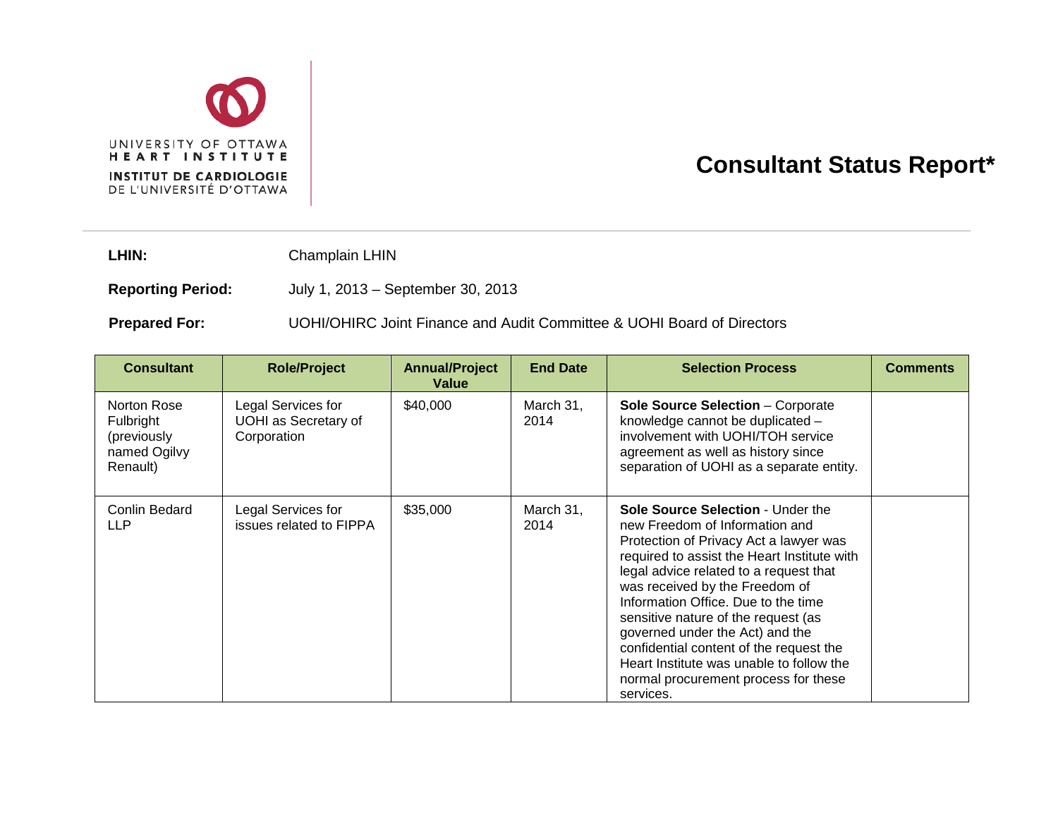UNIVERSITY OF OTTAWA
HEART INSTITUTE
INSTITUT DE CARDIOLOGIE
DE L'UNIVERSITÉ D'OTTAWA

# Consultant Status Report*

**LHIN:** Champlain LHIN

**Reporting Period:** July 1, 2013 – September 30, 2013

**Prepared For:** UOHI/OHIRC Joint Finance and Audit Committee & UOHI Board of Directors

| Consultant | Role/Project | Annual/Project Value | End Date | Selection Process | Comments |
|---|---|---|---|---|---|
| Norton Rose Fulbright (previously named Ogilvy Renault) | Legal Services for UOHI as Secretary of Corporation | $40,000 | March 31, 2014 | **Sole Source Selection** – Corporate knowledge cannot be duplicated – involvement with UOHI/TOH service agreement as well as history since separation of UOHI as a separate entity. | |
| Conlin Bedard LLP | Legal Services for issues related to FIPPA | $35,000 | March 31, 2014 | **Sole Source Selection** - Under the new Freedom of Information and Protection of Privacy Act a lawyer was required to assist the Heart Institute with legal advice related to a request that was received by the Freedom of Information Office. Due to the time sensitive nature of the request (as governed under the Act) and the confidential content of the request the Heart Institute was unable to follow the normal procurement process for these services. | |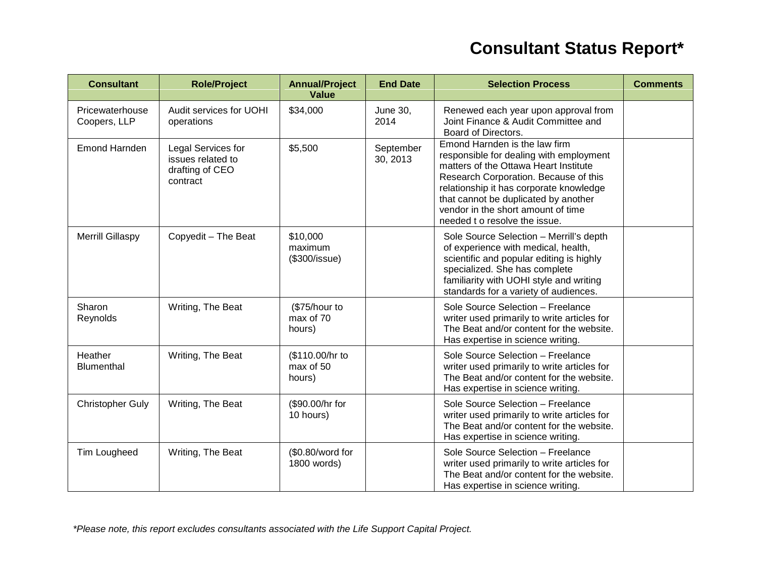# Consultant Status Report*

| Consultant | Role/Project | Annual/Project Value | End Date | Selection Process | Comments |
|---|---|---|---|---|---|
| Pricewaterhouse Coopers, LLP | Audit services for UOHI operations | $34,000 | June 30, 2014 | Renewed each year upon approval from Joint Finance & Audit Committee and Board of Directors. | |
| Emond Harnden | Legal Services for issues related to drafting of CEO contract | $5,500 | September 30, 2013 | Emond Harnden is the law firm responsible for dealing with employment matters of the Ottawa Heart Institute Research Corporation. Because of this relationship it has corporate knowledge that cannot be duplicated by another vendor in the short amount of time needed t o resolve the issue. | |
| Merrill Gillaspy | Copyedit – The Beat | $10,000 maximum ($300/issue) | | Sole Source Selection – Merrill's depth of experience with medical, health, scientific and popular editing is highly specialized. She has complete familiarity with UOHI style and writing standards for a variety of audiences. | |
| Sharon Reynolds | Writing, The Beat | ($75/hour to max of 70 hours) | | Sole Source Selection – Freelance writer used primarily to write articles for The Beat and/or content for the website. Has expertise in science writing. | |
| Heather Blumenthal | Writing, The Beat | ($110.00/hr to max of 50 hours) | | Sole Source Selection – Freelance writer used primarily to write articles for The Beat and/or content for the website. Has expertise in science writing. | |
| Christopher Guly | Writing, The Beat | ($90.00/hr for 10 hours) | | Sole Source Selection – Freelance writer used primarily to write articles for The Beat and/or content for the website. Has expertise in science writing. | |
| Tim Lougheed | Writing, The Beat | ($0.80/word for 1800 words) | | Sole Source Selection – Freelance writer used primarily to write articles for The Beat and/or content for the website. Has expertise in science writing. | |

*\*Please note, this report excludes consultants associated with the Life Support Capital Project.*